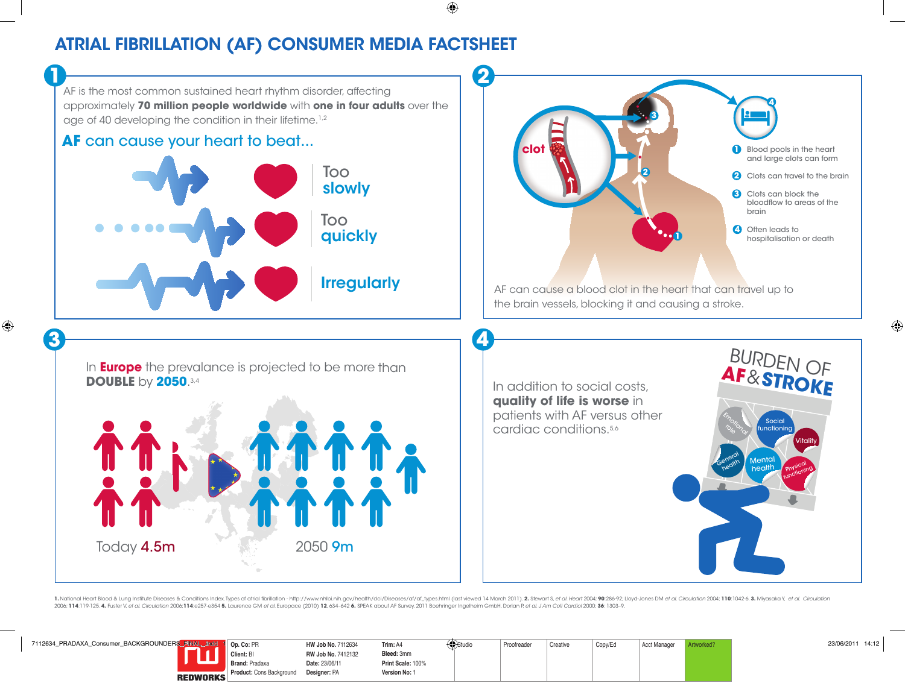# ATRIAL FIBRILLATION (AF) CONSUMER MEDIA FACTSHEET

## 1

AF is the most common sustained heart rhythm disorder, affecting approximately **70 million people worldwide** with **one in four adults** over the age of 40 developing the condition in their lifetime.[1,2]

### AF can cause your heart to beat...

- Too **slowly**
- Too **quickly**
- **Irregularly**

## 2

clot

1. Blood pools in the heart and large clots can form
2. Clots can travel to the brain
3. Clots can block the bloodflow to areas of the brain
4. Often leads to hospitalisation or death

AF can cause a blood clot in the heart that can travel up to the brain vessels, blocking it and causing a stroke.

## 3

In **Europe** the prevalance is projected to be more than **DOUBLE** by **2050**.[3,4]

Today **4.5m**

2050 **9m**

## 4

In addition to social costs, **quality of life is worse** in patients with AF versus other cardiac conditions.[5,6]

BURDEN OF **AF** & **STROKE**

Emotional role · Social functioning · Vitality · General health · Mental health · Physical functioning

**1.** National Heart Blood & Lung Institute Diseases & Conditions Index. Types of atrial fibrillation - http://www.nhlbi.nih.gov/health/dci/Diseases/af/af_types.html (last viewed 14 March 2011). **2.** Stewart S, *et al. Heart* 2004; **90**:286-92; Lloyd-Jones DM *et al. Circulation* 2004; **110**:1042-6. **3.** Miyasaka Y, *et al. Circulation* 2006; **114**:119-125. **4.** Fuster V, *et al. Circulation* 2006;**114**:e257-e354 **5.** Laurence GM *et al.* Europace (2010) **12**, 634–642 **6.** SPEAK about AF Survey. 2011 Boehringer Ingelheim GmbH. Dorian P, *et al. J Am Coll Cardiol* 2000; **36**: 1303–9.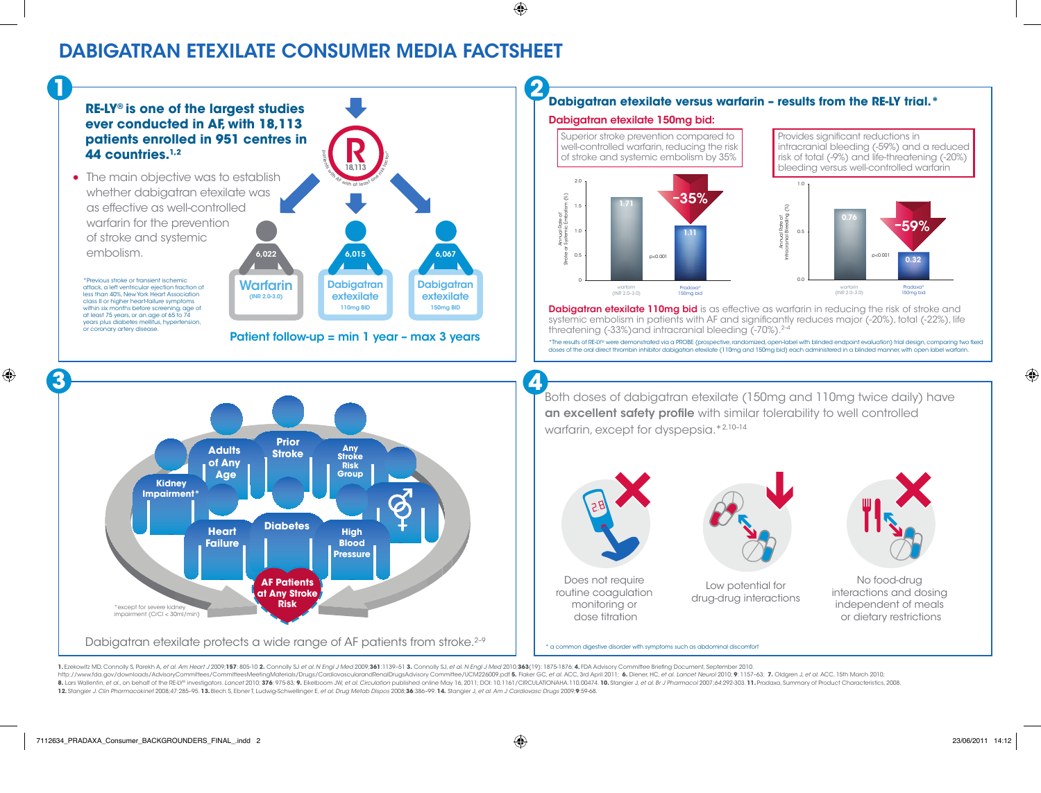# DABIGATRAN ETEXILATE CONSUMER MEDIA FACTSHEET

## 1

**RE-LY® is one of the largest studies ever conducted in AF, with 18,113 patients enrolled in 951 centres in 44 countries.[1,2]**

- The main objective was to establish whether dabigatran etexilate was as effective as well-controlled warfarin for the prevention of stroke and systemic embolism.

R
18,113
patients with AF with at least one risk factor*

6,022
Warfarin
(INR 2.0-3.0)

6,015
Dabigatran extexilate
110mg BID

6,067
Dabigatran extexilate
150mg BID

*Previous stroke or transient ischemic attack, a left ventricular ejection fraction of less than 40%, New York Heart Association class II or higher heart-failure symptoms within six months before screening, age of at least 75 years, or an age of 65 to 74 years plus diabetes mellitus, hypertension, or coronary artery disease.

**Patient follow-up = min 1 year – max 3 years**

## 2

**Dabigatran etexilate versus warfarin – results from the RE-LY trial.***

**Dabigatran etexilate 150mg bid:**

Superior stroke prevention compared to well-controlled warfarin, reducing the risk of stroke and systemic embolism by 35%

Annual Rate of Stroke or Systemic Embolism (%)
2.0
1.5
1.0
0.5
0
1.71
-35%
1.11
p<0.001
warfarin (INR 2.0-3.0)
Pradaxa® 150mg bid

Provides significant reductions in intracranial bleeding (-59%) and a reduced risk of total (-9%) and life-threatening (-20%) bleeding versus well-controlled warfarin

Annual Rate of Intracranial Bleeding (%)
1.0
0.5
0.0
0.76
-59%
0.32
p<0.001
warfarin (INR 2.0-3.0)
Pradaxa® 150mg bid

**Dabigatran etexilate 110mg bid** is as effective as warfarin in reducing the risk of stroke and systemic embolism in patients with AF and significantly reduces major (-20%), total (-22%), life threatening (-33%)and intracranial bleeding (-70%).[2-4]

*The results of RE-LY® were demonstrated via a PROBE (prospective, randomized, open-label with blinded endpoint evaluation) trial design, comparing two fixed doses of the oral direct thrombin inhibitor dabigatran etexilate (110mg and 150mg bid) each administered in a blinded manner, with open label warfarin.

## 3

Adults of Any Age
Prior Stroke
Any Stroke Risk Group
Kidney Impairment*
Heart Failure
Diabetes
High Blood Pressure
AF Patients at Any Stroke Risk

*except for severe kidney impairment (CrCl < 30ml/min)

Dabigatran etexilate protects a wide range of AF patients from stroke.[2-9]

## 4

Both doses of dabigatran etexilate (150mg and 110mg twice daily) have **an excellent safety profile** with similar tolerability to well controlled warfarin, except for dyspepsia.*[2,10-14]

Does not require routine coagulation monitoring or dose titration

Low potential for drug-drug interactions

No food-drug interactions and dosing independent of meals or dietary restrictions

* a common digestive disorder with symptoms such as abdominal discomfort

**1.** Ezekowitz MD, Connolly S, Parekh A, *et al. Am Heart J* 2009;**157**: 805-10 **2.** Connolly SJ *et al. N Engl J Med* 2009;**361**:1139–51 **3.** Connolly SJ, *et al. N Engl J Med* 2010;**363**(19): 1875-1876; **4.** FDA Advisory Committee Briefing Document, September 2010. http://www.fda.gov/downloads/AdvisoryCommittees/CommitteesMeetingMaterials/Drugs/CardiovascularandRenalDrugsAdvisory Committee/UCM226009.pdf **5.** Flaker GC, *et al.* ACC, 3rd April 2011; **6.** Diener, HC, *et al. Lancet Neurol* 2010; **9**: 1157–63; **7.** Oldgren J, *et al.* ACC, 15th March 2010; **8.** Lars Wallentin, *et al.*, on behalf of the RE-LY® investigators. *Lancet* 2010; **376**: 975-83. **9.** Eikelboom JW, *et al. Circulation* published online May 16, 2011; DOI: 10.1161/CIRCULATIONAHA.110.00474. **10.** Stangier J, *et al. Br J Pharmacol* 2007;*64*:292-303. **11.** Pradaxa, Summary of Product Characteristics, 2008. **12.** Stangier *J. Clin Pharmacokinet* 2008;47:285–95. **13.** Blech S, Ebner T, Ludwig-Schwellinger E, *et al. Drug Metab Dispos* 2008;**36**:386–99. **14.** Stangier J, *et al. Am J Cardiovasc Drugs* 2009;**9**:59-68.